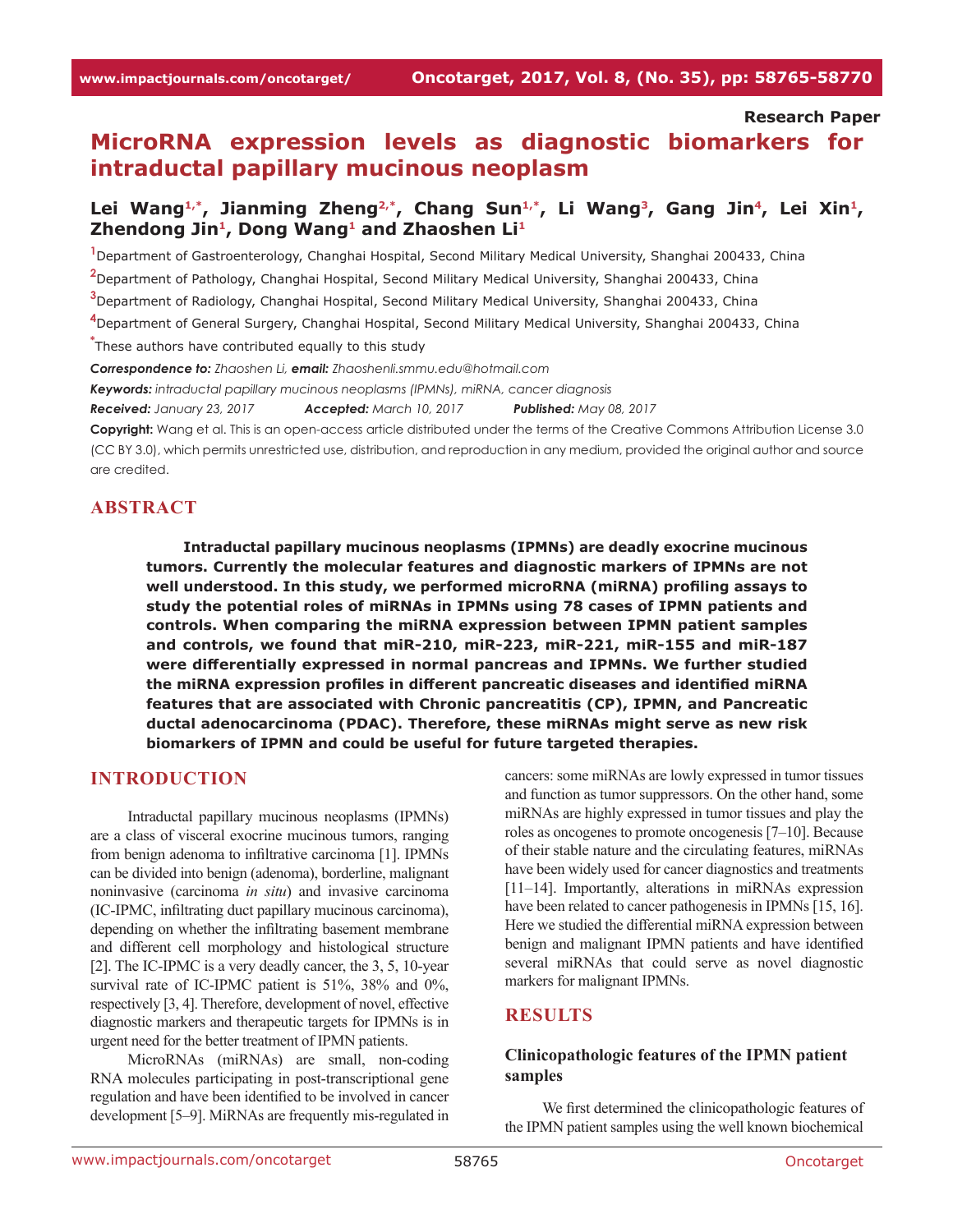**Research Paper**

# MicroRNA expression levels as diagnostic biomarkers for intraductal papillary mucinous neoplasm

**Lei Wang[1,*], Jianming Zheng[2,*], Chang Sun[1,*], Li Wang[3], Gang Jin[4], Lei Xin[1], Zhendong Jin[1], Dong Wang[1] and Zhaoshen Li[1]**

[1]Department of Gastroenterology, Changhai Hospital, Second Military Medical University, Shanghai 200433, China

[2]Department of Pathology, Changhai Hospital, Second Military Medical University, Shanghai 200433, China

[3]Department of Radiology, Changhai Hospital, Second Military Medical University, Shanghai 200433, China

[4]Department of General Surgery, Changhai Hospital, Second Military Medical University, Shanghai 200433, China

[*]These authors have contributed equally to this study

***Correspondence to:*** *Zhaoshen Li,* ***email:*** *Zhaoshenli.smmu.edu@hotmail.com*

***Keywords:*** *intraductal papillary mucinous neoplasms (IPMNs), miRNA, cancer diagnosis*

***Received:*** *January 23, 2017* ***Accepted:*** *March 10, 2017* ***Published:*** *May 08, 2017*

**Copyright:** Wang et al. This is an open-access article distributed under the terms of the Creative Commons Attribution License 3.0 (CC BY 3.0), which permits unrestricted use, distribution, and reproduction in any medium, provided the original author and source are credited.

## ABSTRACT

**Intraductal papillary mucinous neoplasms (IPMNs) are deadly exocrine mucinous tumors. Currently the molecular features and diagnostic markers of IPMNs are not well understood. In this study, we performed microRNA (miRNA) profiling assays to study the potential roles of miRNAs in IPMNs using 78 cases of IPMN patients and controls. When comparing the miRNA expression between IPMN patient samples and controls, we found that miR-210, miR-223, miR-221, miR-155 and miR-187 were differentially expressed in normal pancreas and IPMNs. We further studied the miRNA expression profiles in different pancreatic diseases and identified miRNA features that are associated with Chronic pancreatitis (CP), IPMN, and Pancreatic ductal adenocarcinoma (PDAC). Therefore, these miRNAs might serve as new risk biomarkers of IPMN and could be useful for future targeted therapies.**

## INTRODUCTION

Intraductal papillary mucinous neoplasms (IPMNs) are a class of visceral exocrine mucinous tumors, ranging from benign adenoma to infiltrative carcinoma [1]. IPMNs can be divided into benign (adenoma), borderline, malignant noninvasive (carcinoma *in situ*) and invasive carcinoma (IC-IPMC, infiltrating duct papillary mucinous carcinoma), depending on whether the infiltrating basement membrane and different cell morphology and histological structure [2]. The IC-IPMC is a very deadly cancer, the 3, 5, 10-year survival rate of IC-IPMC patient is 51%, 38% and 0%, respectively [3, 4]. Therefore, development of novel, effective diagnostic markers and therapeutic targets for IPMNs is in urgent need for the better treatment of IPMN patients.

MicroRNAs (miRNAs) are small, non-coding RNA molecules participating in post-transcriptional gene regulation and have been identified to be involved in cancer development [5–9]. MiRNAs are frequently mis-regulated in cancers: some miRNAs are lowly expressed in tumor tissues and function as tumor suppressors. On the other hand, some miRNAs are highly expressed in tumor tissues and play the roles as oncogenes to promote oncogenesis [7–10]. Because of their stable nature and the circulating features, miRNAs have been widely used for cancer diagnostics and treatments [11–14]. Importantly, alterations in miRNAs expression have been related to cancer pathogenesis in IPMNs [15, 16]. Here we studied the differential miRNA expression between benign and malignant IPMN patients and have identified several miRNAs that could serve as novel diagnostic markers for malignant IPMNs.

## RESULTS

### Clinicopathologic features of the IPMN patient samples

We first determined the clinicopathologic features of the IPMN patient samples using the well known biochemical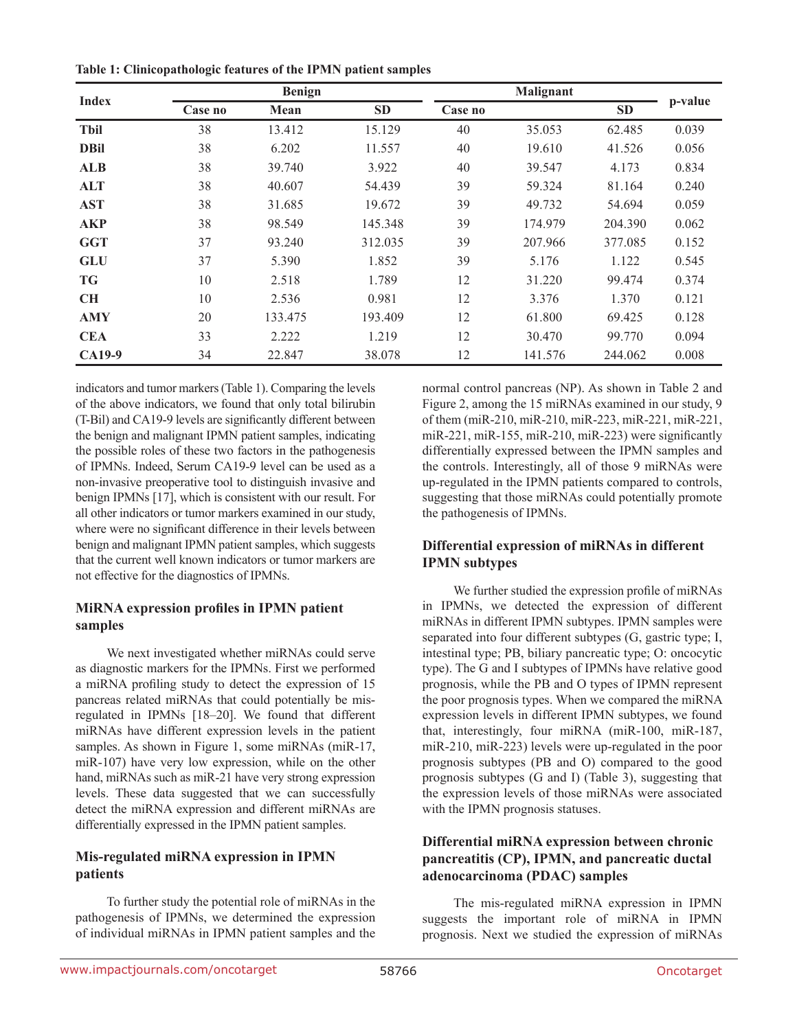**Table 1: Clinicopathologic features of the IPMN patient samples**

| Index | Benign | | | Malignant | | | p-value |
|---|---|---|---|---|---|---|---|
| | Case no | Mean | SD | Case no | | SD | |
| **Tbil** | 38 | 13.412 | 15.129 | 40 | 35.053 | 62.485 | 0.039 |
| **DBil** | 38 | 6.202 | 11.557 | 40 | 19.610 | 41.526 | 0.056 |
| **ALB** | 38 | 39.740 | 3.922 | 40 | 39.547 | 4.173 | 0.834 |
| **ALT** | 38 | 40.607 | 54.439 | 39 | 59.324 | 81.164 | 0.240 |
| **AST** | 38 | 31.685 | 19.672 | 39 | 49.732 | 54.694 | 0.059 |
| **AKP** | 38 | 98.549 | 145.348 | 39 | 174.979 | 204.390 | 0.062 |
| **GGT** | 37 | 93.240 | 312.035 | 39 | 207.966 | 377.085 | 0.152 |
| **GLU** | 37 | 5.390 | 1.852 | 39 | 5.176 | 1.122 | 0.545 |
| **TG** | 10 | 2.518 | 1.789 | 12 | 31.220 | 99.474 | 0.374 |
| **CH** | 10 | 2.536 | 0.981 | 12 | 3.376 | 1.370 | 0.121 |
| **AMY** | 20 | 133.475 | 193.409 | 12 | 61.800 | 69.425 | 0.128 |
| **CEA** | 33 | 2.222 | 1.219 | 12 | 30.470 | 99.770 | 0.094 |
| **CA19-9** | 34 | 22.847 | 38.078 | 12 | 141.576 | 244.062 | 0.008 |

indicators and tumor markers (Table 1). Comparing the levels of the above indicators, we found that only total bilirubin (T-Bil) and CA19-9 levels are significantly different between the benign and malignant IPMN patient samples, indicating the possible roles of these two factors in the pathogenesis of IPMNs. Indeed, Serum CA19-9 level can be used as a non-invasive preoperative tool to distinguish invasive and benign IPMNs [17], which is consistent with our result. For all other indicators or tumor markers examined in our study, where were no significant difference in their levels between benign and malignant IPMN patient samples, which suggests that the current well known indicators or tumor markers are not effective for the diagnostics of IPMNs.

### MiRNA expression profiles in IPMN patient samples

We next investigated whether miRNAs could serve as diagnostic markers for the IPMNs. First we performed a miRNA profiling study to detect the expression of 15 pancreas related miRNAs that could potentially be mis-regulated in IPMNs [18–20]. We found that different miRNAs have different expression levels in the patient samples. As shown in Figure 1, some miRNAs (miR-17, miR-107) have very low expression, while on the other hand, miRNAs such as miR-21 have very strong expression levels. These data suggested that we can successfully detect the miRNA expression and different miRNAs are differentially expressed in the IPMN patient samples.

### Mis-regulated miRNA expression in IPMN patients

To further study the potential role of miRNAs in the pathogenesis of IPMNs, we determined the expression of individual miRNAs in IPMN patient samples and the normal control pancreas (NP). As shown in Table 2 and Figure 2, among the 15 miRNAs examined in our study, 9 of them (miR-210, miR-210, miR-223, miR-221, miR-221, miR-221, miR-155, miR-210, miR-223) were significantly differentially expressed between the IPMN samples and the controls. Interestingly, all of those 9 miRNAs were up-regulated in the IPMN patients compared to controls, suggesting that those miRNAs could potentially promote the pathogenesis of IPMNs.

### Differential expression of miRNAs in different IPMN subtypes

We further studied the expression profile of miRNAs in IPMNs, we detected the expression of different miRNAs in different IPMN subtypes. IPMN samples were separated into four different subtypes (G, gastric type; I, intestinal type; PB, biliary pancreatic type; O: oncocytic type). The G and I subtypes of IPMNs have relative good prognosis, while the PB and O types of IPMN represent the poor prognosis types. When we compared the miRNA expression levels in different IPMN subtypes, we found that, interestingly, four miRNA (miR-100, miR-187, miR-210, miR-223) levels were up-regulated in the poor prognosis subtypes (PB and O) compared to the good prognosis subtypes (G and I) (Table 3), suggesting that the expression levels of those miRNAs were associated with the IPMN prognosis statuses.

### Differential miRNA expression between chronic pancreatitis (CP), IPMN, and pancreatic ductal adenocarcinoma (PDAC) samples

The mis-regulated miRNA expression in IPMN suggests the important role of miRNA in IPMN prognosis. Next we studied the expression of miRNAs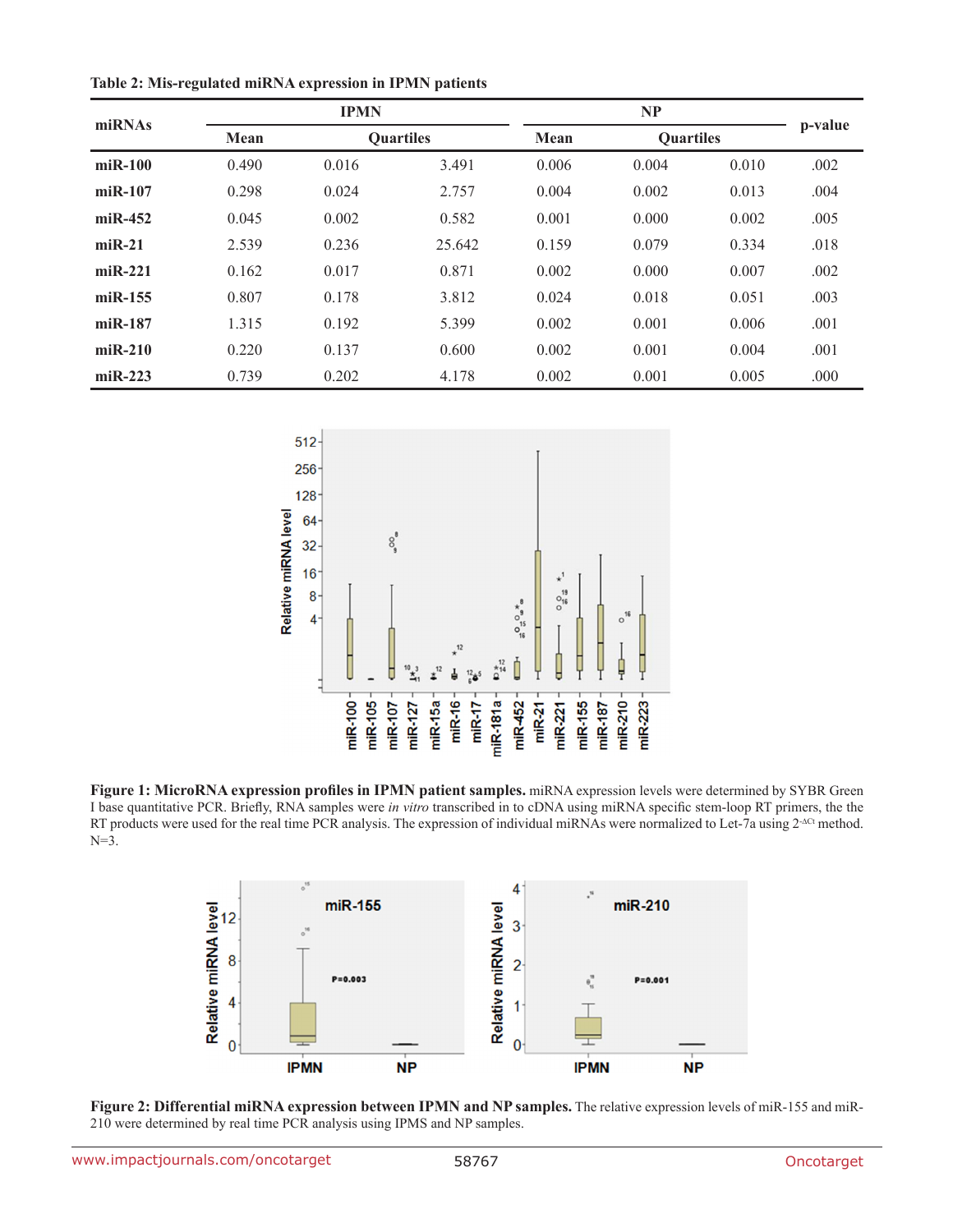**Table 2: Mis-regulated miRNA expression in IPMN patients**

| miRNAs | IPMN | | | NP | | | p-value |
|---|---|---|---|---|---|---|---|
| | Mean | Quartiles | | Mean | Quartiles | | |
| **miR-100** | 0.490 | 0.016 | 3.491 | 0.006 | 0.004 | 0.010 | .002 |
| **miR-107** | 0.298 | 0.024 | 2.757 | 0.004 | 0.002 | 0.013 | .004 |
| **miR-452** | 0.045 | 0.002 | 0.582 | 0.001 | 0.000 | 0.002 | .005 |
| **miR-21** | 2.539 | 0.236 | 25.642 | 0.159 | 0.079 | 0.334 | .018 |
| **miR-221** | 0.162 | 0.017 | 0.871 | 0.002 | 0.000 | 0.007 | .002 |
| **miR-155** | 0.807 | 0.178 | 3.812 | 0.024 | 0.018 | 0.051 | .003 |
| **miR-187** | 1.315 | 0.192 | 5.399 | 0.002 | 0.001 | 0.006 | .001 |
| **miR-210** | 0.220 | 0.137 | 0.600 | 0.002 | 0.001 | 0.004 | .001 |
| **miR-223** | 0.739 | 0.202 | 4.178 | 0.002 | 0.001 | 0.005 | .000 |

**Figure 1: MicroRNA expression profiles in IPMN patient samples.** miRNA expression levels were determined by SYBR Green I base quantitative PCR. Briefly, RNA samples were *in vitro* transcribed in to cDNA using miRNA specific stem-loop RT primers, the the RT products were used for the real time PCR analysis. The expression of individual miRNAs were normalized to Let-7a using $2^{-\Delta Ct}$ method. N=3.

**Figure 2: Differential miRNA expression between IPMN and NP samples.** The relative expression levels of miR-155 and miR-210 were determined by real time PCR analysis using IPMS and NP samples.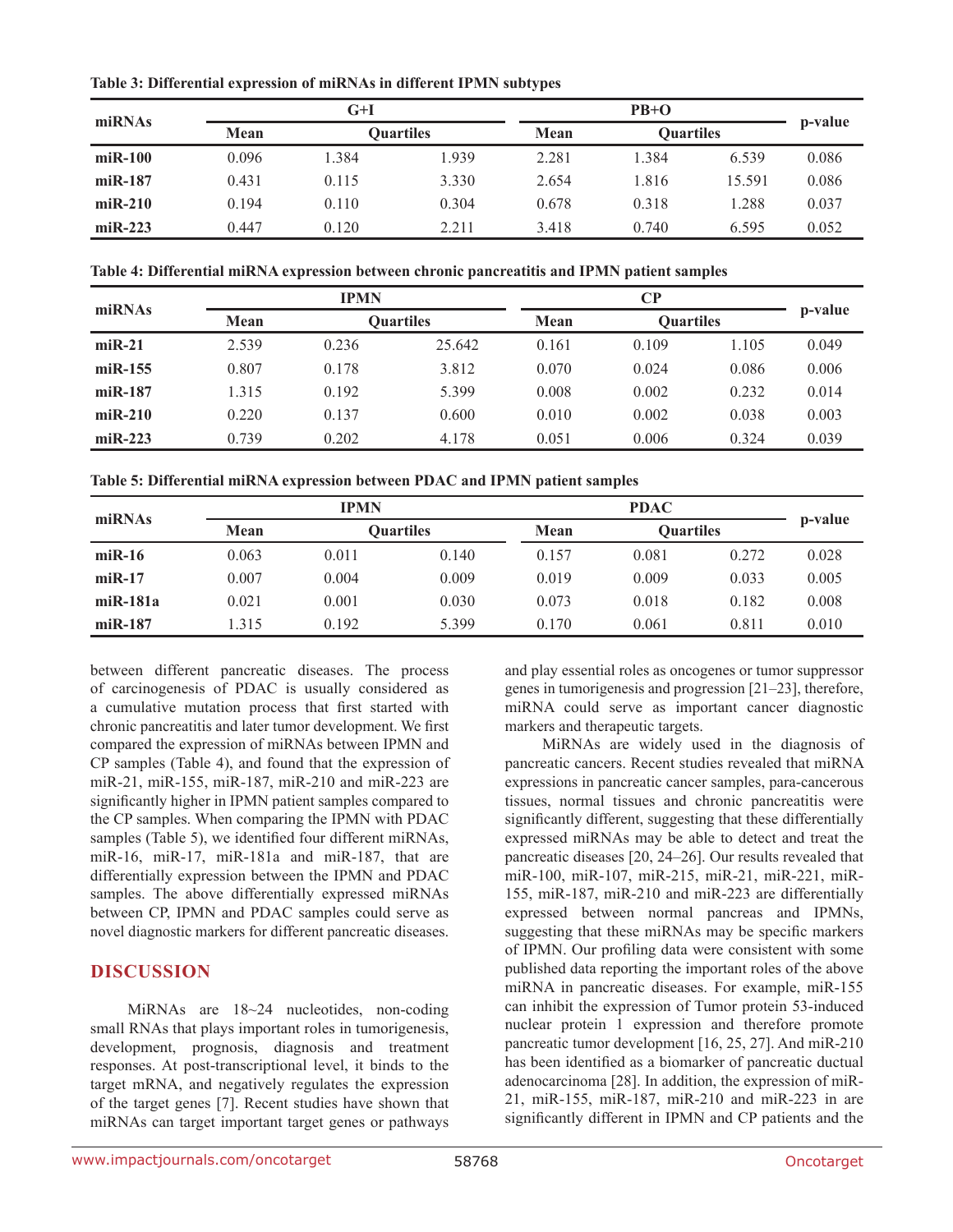**Table 3: Differential expression of miRNAs in different IPMN subtypes**

| miRNAs | G+I | | | PB+O | | | p-value |
|---|---|---|---|---|---|---|---|
| | Mean | Quartiles | | Mean | Quartiles | | |
| **miR-100** | 0.096 | 1.384 | 1.939 | 2.281 | 1.384 | 6.539 | 0.086 |
| **miR-187** | 0.431 | 0.115 | 3.330 | 2.654 | 1.816 | 15.591 | 0.086 |
| **miR-210** | 0.194 | 0.110 | 0.304 | 0.678 | 0.318 | 1.288 | 0.037 |
| **miR-223** | 0.447 | 0.120 | 2.211 | 3.418 | 0.740 | 6.595 | 0.052 |

**Table 4: Differential miRNA expression between chronic pancreatitis and IPMN patient samples**

| miRNAs | IPMN | | | CP | | | p-value |
|---|---|---|---|---|---|---|---|
| | Mean | Quartiles | | Mean | Quartiles | | |
| **miR-21** | 2.539 | 0.236 | 25.642 | 0.161 | 0.109 | 1.105 | 0.049 |
| **miR-155** | 0.807 | 0.178 | 3.812 | 0.070 | 0.024 | 0.086 | 0.006 |
| **miR-187** | 1.315 | 0.192 | 5.399 | 0.008 | 0.002 | 0.232 | 0.014 |
| **miR-210** | 0.220 | 0.137 | 0.600 | 0.010 | 0.002 | 0.038 | 0.003 |
| **miR-223** | 0.739 | 0.202 | 4.178 | 0.051 | 0.006 | 0.324 | 0.039 |

**Table 5: Differential miRNA expression between PDAC and IPMN patient samples**

| miRNAs | IPMN | | | PDAC | | | p-value |
|---|---|---|---|---|---|---|---|
| | Mean | Quartiles | | Mean | Quartiles | | |
| **miR-16** | 0.063 | 0.011 | 0.140 | 0.157 | 0.081 | 0.272 | 0.028 |
| **miR-17** | 0.007 | 0.004 | 0.009 | 0.019 | 0.009 | 0.033 | 0.005 |
| **miR-181a** | 0.021 | 0.001 | 0.030 | 0.073 | 0.018 | 0.182 | 0.008 |
| **miR-187** | 1.315 | 0.192 | 5.399 | 0.170 | 0.061 | 0.811 | 0.010 |

between different pancreatic diseases. The process of carcinogenesis of PDAC is usually considered as a cumulative mutation process that first started with chronic pancreatitis and later tumor development. We first compared the expression of miRNAs between IPMN and CP samples (Table 4), and found that the expression of miR-21, miR-155, miR-187, miR-210 and miR-223 are significantly higher in IPMN patient samples compared to the CP samples. When comparing the IPMN with PDAC samples (Table 5), we identified four different miRNAs, miR-16, miR-17, miR-181a and miR-187, that are differentially expression between the IPMN and PDAC samples. The above differentially expressed miRNAs between CP, IPMN and PDAC samples could serve as novel diagnostic markers for different pancreatic diseases.

## DISCUSSION

MiRNAs are 18~24 nucleotides, non-coding small RNAs that plays important roles in tumorigenesis, development, prognosis, diagnosis and treatment responses. At post-transcriptional level, it binds to the target mRNA, and negatively regulates the expression of the target genes [7]. Recent studies have shown that miRNAs can target important target genes or pathways and play essential roles as oncogenes or tumor suppressor genes in tumorigenesis and progression [21–23], therefore, miRNA could serve as important cancer diagnostic markers and therapeutic targets.

MiRNAs are widely used in the diagnosis of pancreatic cancers. Recent studies revealed that miRNA expressions in pancreatic cancer samples, para-cancerous tissues, normal tissues and chronic pancreatitis were significantly different, suggesting that these differentially expressed miRNAs may be able to detect and treat the pancreatic diseases [20, 24–26]. Our results revealed that miR-100, miR-107, miR-215, miR-21, miR-221, miR-155, miR-187, miR-210 and miR-223 are differentially expressed between normal pancreas and IPMNs, suggesting that these miRNAs may be specific markers of IPMN. Our profiling data were consistent with some published data reporting the important roles of the above miRNA in pancreatic diseases. For example, miR-155 can inhibit the expression of Tumor protein 53-induced nuclear protein 1 expression and therefore promote pancreatic tumor development [16, 25, 27]. And miR-210 has been identified as a biomarker of pancreatic ductal adenocarcinoma [28]. In addition, the expression of miR-21, miR-155, miR-187, miR-210 and miR-223 in are significantly different in IPMN and CP patients and the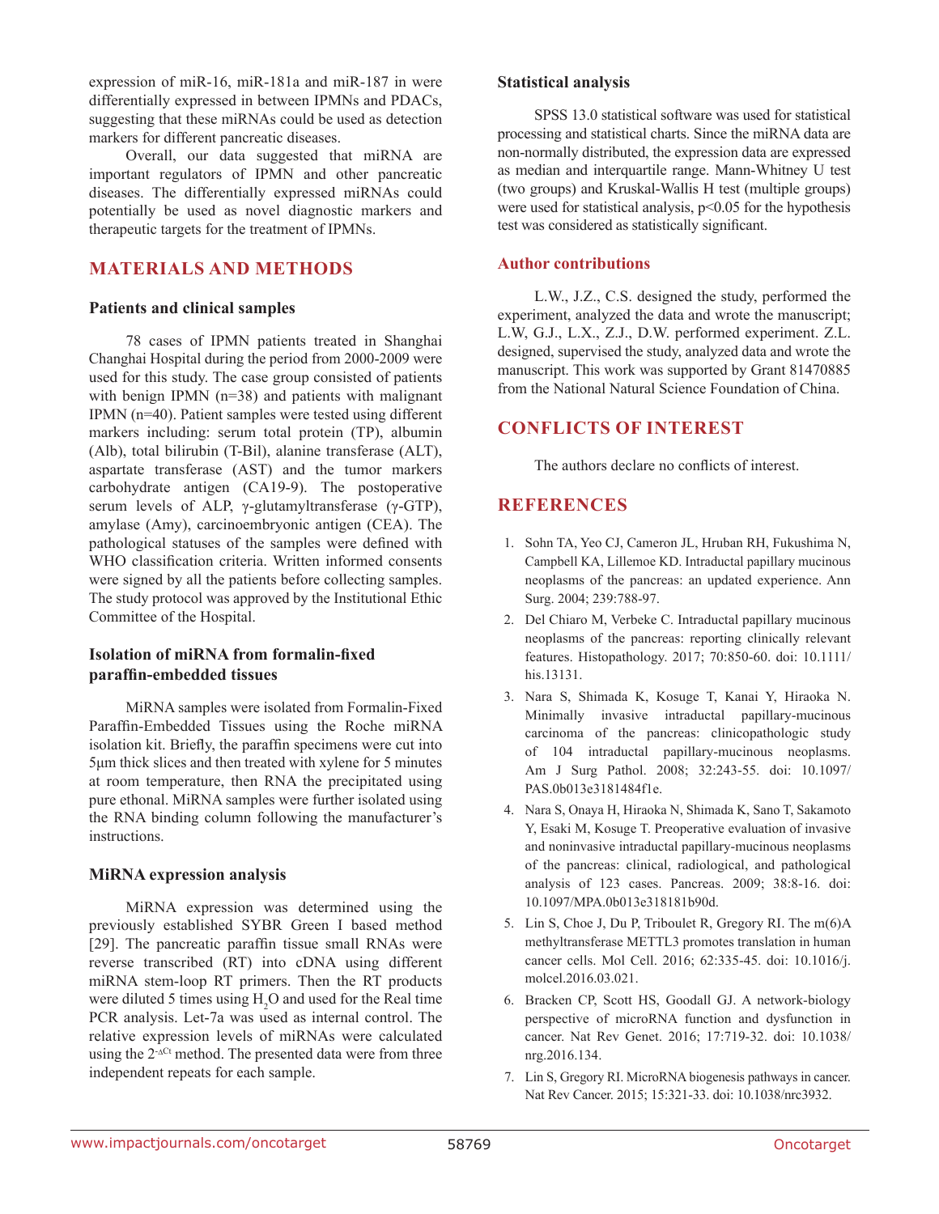expression of miR-16, miR-181a and miR-187 in were differentially expressed in between IPMNs and PDACs, suggesting that these miRNAs could be used as detection markers for different pancreatic diseases.

Overall, our data suggested that miRNA are important regulators of IPMN and other pancreatic diseases. The differentially expressed miRNAs could potentially be used as novel diagnostic markers and therapeutic targets for the treatment of IPMNs.

## MATERIALS AND METHODS

### Patients and clinical samples

78 cases of IPMN patients treated in Shanghai Changhai Hospital during the period from 2000-2009 were used for this study. The case group consisted of patients with benign IPMN (n=38) and patients with malignant IPMN (n=40). Patient samples were tested using different markers including: serum total protein (TP), albumin (Alb), total bilirubin (T-Bil), alanine transferase (ALT), aspartate transferase (AST) and the tumor markers carbohydrate antigen (CA19-9). The postoperative serum levels of ALP, γ-glutamyltransferase (γ-GTP), amylase (Amy), carcinoembryonic antigen (CEA). The pathological statuses of the samples were defined with WHO classification criteria. Written informed consents were signed by all the patients before collecting samples. The study protocol was approved by the Institutional Ethic Committee of the Hospital.

### Isolation of miRNA from formalin-fixed paraffin-embedded tissues

MiRNA samples were isolated from Formalin-Fixed Paraffin-Embedded Tissues using the Roche miRNA isolation kit. Briefly, the paraffin specimens were cut into 5μm thick slices and then treated with xylene for 5 minutes at room temperature, then RNA the precipitated using pure ethonal. MiRNA samples were further isolated using the RNA binding column following the manufacturer's instructions.

### MiRNA expression analysis

MiRNA expression was determined using the previously established SYBR Green I based method [29]. The pancreatic paraffin tissue small RNAs were reverse transcribed (RT) into cDNA using different miRNA stem-loop RT primers. Then the RT products were diluted 5 times using $H_2O$ and used for the Real time PCR analysis. Let-7a was used as internal control. The relative expression levels of miRNAs were calculated using the $2^{-\Delta Ct}$ method. The presented data were from three independent repeats for each sample.

### Statistical analysis

SPSS 13.0 statistical software was used for statistical processing and statistical charts. Since the miRNA data are non-normally distributed, the expression data are expressed as median and interquartile range. Mann-Whitney U test (two groups) and Kruskal-Wallis H test (multiple groups) were used for statistical analysis, $p<0.05$ for the hypothesis test was considered as statistically significant.

### Author contributions

L.W., J.Z., C.S. designed the study, performed the experiment, analyzed the data and wrote the manuscript; L.W, G.J., L.X., Z.J., D.W. performed experiment. Z.L. designed, supervised the study, analyzed data and wrote the manuscript. This work was supported by Grant 81470885 from the National Natural Science Foundation of China.

## CONFLICTS OF INTEREST

The authors declare no conflicts of interest.

## REFERENCES

1. Sohn TA, Yeo CJ, Cameron JL, Hruban RH, Fukushima N, Campbell KA, Lillemoe KD. Intraductal papillary mucinous neoplasms of the pancreas: an updated experience. Ann Surg. 2004; 239:788-97.
2. Del Chiaro M, Verbeke C. Intraductal papillary mucinous neoplasms of the pancreas: reporting clinically relevant features. Histopathology. 2017; 70:850-60. doi: 10.1111/his.13131.
3. Nara S, Shimada K, Kosuge T, Kanai Y, Hiraoka N. Minimally invasive intraductal papillary-mucinous carcinoma of the pancreas: clinicopathologic study of 104 intraductal papillary-mucinous neoplasms. Am J Surg Pathol. 2008; 32:243-55. doi: 10.1097/PAS.0b013e3181484f1e.
4. Nara S, Onaya H, Hiraoka N, Shimada K, Sano T, Sakamoto Y, Esaki M, Kosuge T. Preoperative evaluation of invasive and noninvasive intraductal papillary-mucinous neoplasms of the pancreas: clinical, radiological, and pathological analysis of 123 cases. Pancreas. 2009; 38:8-16. doi: 10.1097/MPA.0b013e318181b90d.
5. Lin S, Choe J, Du P, Triboulet R, Gregory RI. The m(6)A methyltransferase METTL3 promotes translation in human cancer cells. Mol Cell. 2016; 62:335-45. doi: 10.1016/j.molcel.2016.03.021.
6. Bracken CP, Scott HS, Goodall GJ. A network-biology perspective of microRNA function and dysfunction in cancer. Nat Rev Genet. 2016; 17:719-32. doi: 10.1038/nrg.2016.134.
7. Lin S, Gregory RI. MicroRNA biogenesis pathways in cancer. Nat Rev Cancer. 2015; 15:321-33. doi: 10.1038/nrc3932.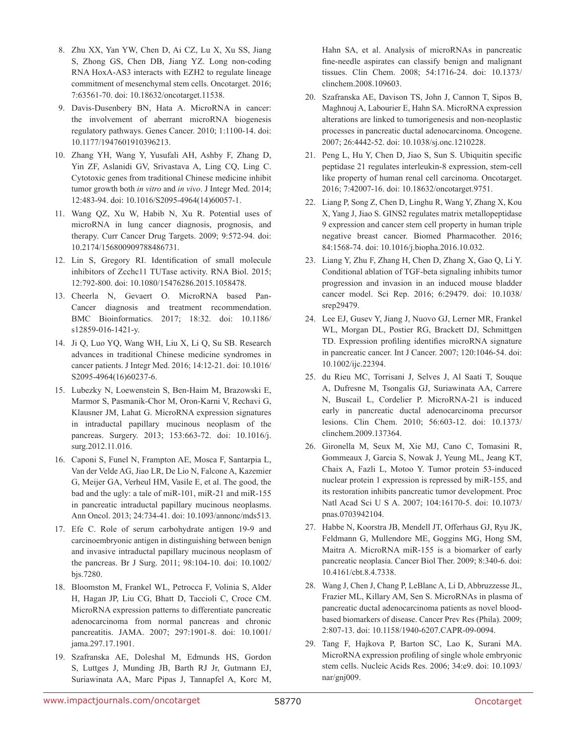8. Zhu XX, Yan YW, Chen D, Ai CZ, Lu X, Xu SS, Jiang S, Zhong GS, Chen DB, Jiang YZ. Long non-coding RNA HoxA-AS3 interacts with EZH2 to regulate lineage commitment of mesenchymal stem cells. Oncotarget. 2016; 7:63561-70. doi: 10.18632/oncotarget.11538.
9. Davis-Dusenbery BN, Hata A. MicroRNA in cancer: the involvement of aberrant microRNA biogenesis regulatory pathways. Genes Cancer. 2010; 1:1100-14. doi: 10.1177/1947601910396213.
10. Zhang YH, Wang Y, Yusufali AH, Ashby F, Zhang D, Yin ZF, Aslanidi GV, Srivastava A, Ling CQ, Ling C. Cytotoxic genes from traditional Chinese medicine inhibit tumor growth both *in vitro* and *in vivo*. J Integr Med. 2014; 12:483-94. doi: 10.1016/S2095-4964(14)60057-1.
11. Wang QZ, Xu W, Habib N, Xu R. Potential uses of microRNA in lung cancer diagnosis, prognosis, and therapy. Curr Cancer Drug Targets. 2009; 9:572-94. doi: 10.2174/156800909788486731.
12. Lin S, Gregory RI. Identification of small molecule inhibitors of Zcchc11 TUTase activity. RNA Biol. 2015; 12:792-800. doi: 10.1080/15476286.2015.1058478.
13. Cheerla N, Gevaert O. MicroRNA based Pan-Cancer diagnosis and treatment recommendation. BMC Bioinformatics. 2017; 18:32. doi: 10.1186/s12859-016-1421-y.
14. Ji Q, Luo YQ, Wang WH, Liu X, Li Q, Su SB. Research advances in traditional Chinese medicine syndromes in cancer patients. J Integr Med. 2016; 14:12-21. doi: 10.1016/S2095-4964(16)60237-6.
15. Lubezky N, Loewenstein S, Ben-Haim M, Brazowski E, Marmor S, Pasmanik-Chor M, Oron-Karni V, Rechavi G, Klausner JM, Lahat G. MicroRNA expression signatures in intraductal papillary mucinous neoplasm of the pancreas. Surgery. 2013; 153:663-72. doi: 10.1016/j.surg.2012.11.016.
16. Caponi S, Funel N, Frampton AE, Mosca F, Santarpia L, Van der Velde AG, Jiao LR, De Lio N, Falcone A, Kazemier G, Meijer GA, Verheul HM, Vasile E, et al. The good, the bad and the ugly: a tale of miR-101, miR-21 and miR-155 in pancreatic intraductal papillary mucinous neoplasms. Ann Oncol. 2013; 24:734-41. doi: 10.1093/annonc/mds513.
17. Efe C. Role of serum carbohydrate antigen 19-9 and carcinoembryonic antigen in distinguishing between benign and invasive intraductal papillary mucinous neoplasm of the pancreas. Br J Surg. 2011; 98:104-10. doi: 10.1002/bjs.7280.
18. Bloomston M, Frankel WL, Petrocca F, Volinia S, Alder H, Hagan JP, Liu CG, Bhatt D, Taccioli C, Croce CM. MicroRNA expression patterns to differentiate pancreatic adenocarcinoma from normal pancreas and chronic pancreatitis. JAMA. 2007; 297:1901-8. doi: 10.1001/jama.297.17.1901.
19. Szafranska AE, Doleshal M, Edmunds HS, Gordon S, Luttges J, Munding JB, Barth RJ Jr, Gutmann EJ, Suriawinata AA, Marc Pipas J, Tannapfel A, Korc M, Hahn SA, et al. Analysis of microRNAs in pancreatic fine-needle aspirates can classify benign and malignant tissues. Clin Chem. 2008; 54:1716-24. doi: 10.1373/clinchem.2008.109603.
20. Szafranska AE, Davison TS, John J, Cannon T, Sipos B, Maghnouj A, Labourier E, Hahn SA. MicroRNA expression alterations are linked to tumorigenesis and non-neoplastic processes in pancreatic ductal adenocarcinoma. Oncogene. 2007; 26:4442-52. doi: 10.1038/sj.onc.1210228.
21. Peng L, Hu Y, Chen D, Jiao S, Sun S. Ubiquitin specific peptidase 21 regulates interleukin-8 expression, stem-cell like property of human renal cell carcinoma. Oncotarget. 2016; 7:42007-16. doi: 10.18632/oncotarget.9751.
22. Liang P, Song Z, Chen D, Linghu R, Wang Y, Zhang X, Kou X, Yang J, Jiao S. GINS2 regulates matrix metallopeptidase 9 expression and cancer stem cell property in human triple negative breast cancer. Biomed Pharmacother. 2016; 84:1568-74. doi: 10.1016/j.biopha.2016.10.032.
23. Liang Y, Zhu F, Zhang H, Chen D, Zhang X, Gao Q, Li Y. Conditional ablation of TGF-beta signaling inhibits tumor progression and invasion in an induced mouse bladder cancer model. Sci Rep. 2016; 6:29479. doi: 10.1038/srep29479.
24. Lee EJ, Gusev Y, Jiang J, Nuovo GJ, Lerner MR, Frankel WL, Morgan DL, Postier RG, Brackett DJ, Schmittgen TD. Expression profiling identifies microRNA signature in pancreatic cancer. Int J Cancer. 2007; 120:1046-54. doi: 10.1002/ijc.22394.
25. du Rieu MC, Torrisani J, Selves J, Al Saati T, Souque A, Dufresne M, Tsongalis GJ, Suriawinata AA, Carrere N, Buscail L, Cordelier P. MicroRNA-21 is induced early in pancreatic ductal adenocarcinoma precursor lesions. Clin Chem. 2010; 56:603-12. doi: 10.1373/clinchem.2009.137364.
26. Gironella M, Seux M, Xie MJ, Cano C, Tomasini R, Gommeaux J, Garcia S, Nowak J, Yeung ML, Jeang KT, Chaix A, Fazli L, Motoo Y. Tumor protein 53-induced nuclear protein 1 expression is repressed by miR-155, and its restoration inhibits pancreatic tumor development. Proc Natl Acad Sci U S A. 2007; 104:16170-5. doi: 10.1073/pnas.0703942104.
27. Habbe N, Koorstra JB, Mendell JT, Offerhaus GJ, Ryu JK, Feldmann G, Mullendore ME, Goggins MG, Hong SM, Maitra A. MicroRNA miR-155 is a biomarker of early pancreatic neoplasia. Cancer Biol Ther. 2009; 8:340-6. doi: 10.4161/cbt.8.4.7338.
28. Wang J, Chen J, Chang P, LeBlanc A, Li D, Abbruzzesse JL, Frazier ML, Killary AM, Sen S. MicroRNAs in plasma of pancreatic ductal adenocarcinoma patients as novel blood-based biomarkers of disease. Cancer Prev Res (Phila). 2009; 2:807-13. doi: 10.1158/1940-6207.CAPR-09-0094.
29. Tang F, Hajkova P, Barton SC, Lao K, Surani MA. MicroRNA expression profiling of single whole embryonic stem cells. Nucleic Acids Res. 2006; 34:e9. doi: 10.1093/nar/gnj009.